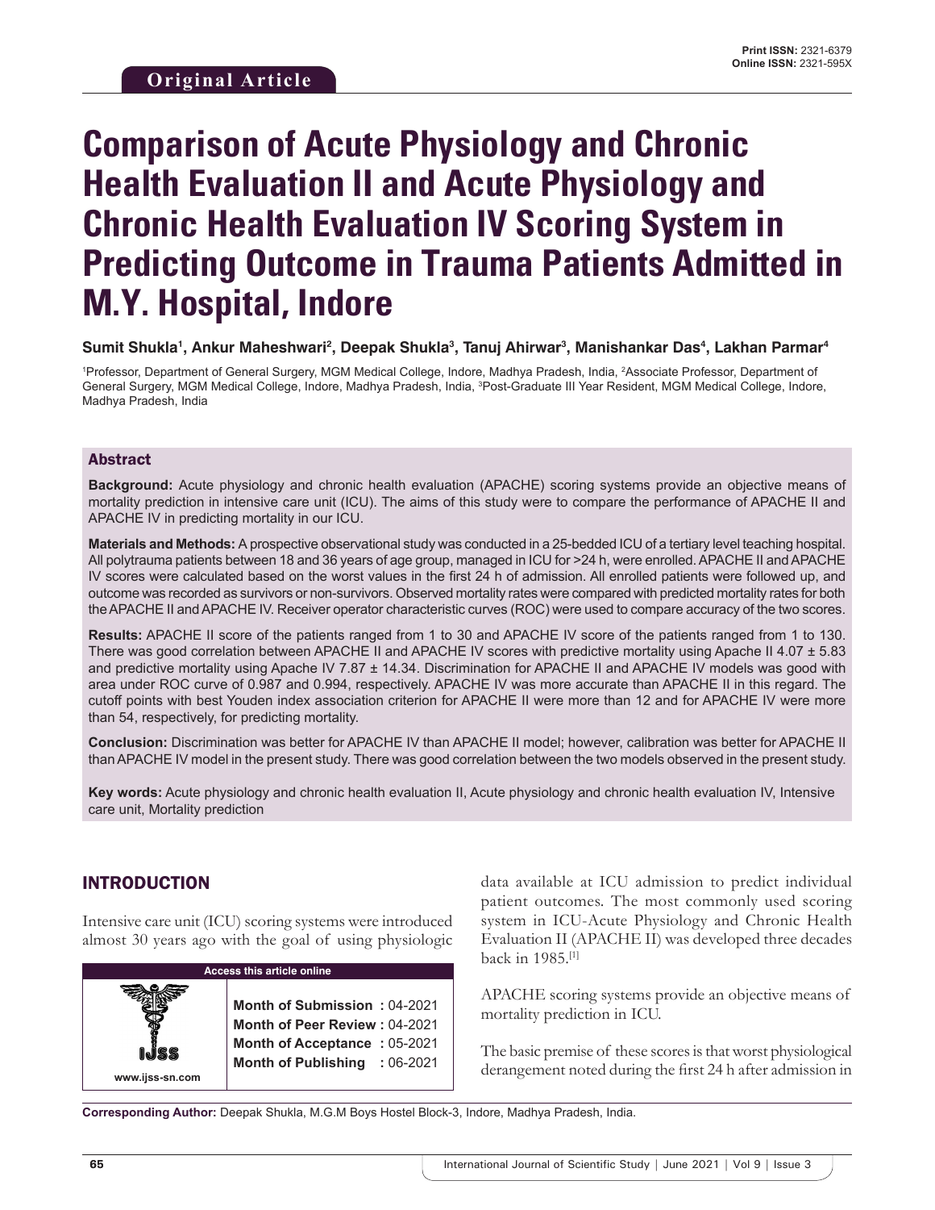Original Article

Print ISSN: 2321-6379
Online ISSN: 2321-595X

# Comparison of Acute Physiology and Chronic Health Evaluation II and Acute Physiology and Chronic Health Evaluation IV Scoring System in Predicting Outcome in Trauma Patients Admitted in M.Y. Hospital, Indore

**Sumit Shukla[1], Ankur Maheshwari[2], Deepak Shukla[3], Tanuj Ahirwar[3], Manishankar Das[4], Lakhan Parmar[4]**

[1]Professor, Department of General Surgery, MGM Medical College, Indore, Madhya Pradesh, India, [2]Associate Professor, Department of General Surgery, MGM Medical College, Indore, Madhya Pradesh, India, [3]Post-Graduate III Year Resident, MGM Medical College, Indore, Madhya Pradesh, India

## Abstract

**Background:** Acute physiology and chronic health evaluation (APACHE) scoring systems provide an objective means of mortality prediction in intensive care unit (ICU). The aims of this study were to compare the performance of APACHE II and APACHE IV in predicting mortality in our ICU.

**Materials and Methods:** A prospective observational study was conducted in a 25-bedded ICU of a tertiary level teaching hospital. All polytrauma patients between 18 and 36 years of age group, managed in ICU for >24 h, were enrolled. APACHE II and APACHE IV scores were calculated based on the worst values in the first 24 h of admission. All enrolled patients were followed up, and outcome was recorded as survivors or non-survivors. Observed mortality rates were compared with predicted mortality rates for both the APACHE II and APACHE IV. Receiver operator characteristic curves (ROC) were used to compare accuracy of the two scores.

**Results:** APACHE II score of the patients ranged from 1 to 30 and APACHE IV score of the patients ranged from 1 to 130. There was good correlation between APACHE II and APACHE IV scores with predictive mortality using Apache II 4.07 ± 5.83 and predictive mortality using Apache IV 7.87 ± 14.34. Discrimination for APACHE II and APACHE IV models was good with area under ROC curve of 0.987 and 0.994, respectively. APACHE IV was more accurate than APACHE II in this regard. The cutoff points with best Youden index association criterion for APACHE II were more than 12 and for APACHE IV were more than 54, respectively, for predicting mortality.

**Conclusion:** Discrimination was better for APACHE IV than APACHE II model; however, calibration was better for APACHE II than APACHE IV model in the present study. There was good correlation between the two models observed in the present study.

**Key words:** Acute physiology and chronic health evaluation II, Acute physiology and chronic health evaluation IV, Intensive care unit, Mortality prediction

## INTRODUCTION

Intensive care unit (ICU) scoring systems were introduced almost 30 years ago with the goal of using physiologic data available at ICU admission to predict individual patient outcomes. The most commonly used scoring system in ICU-Acute Physiology and Chronic Health Evaluation II (APACHE II) was developed three decades back in 1985.[1]

APACHE scoring systems provide an objective means of mortality prediction in ICU.

The basic premise of these scores is that worst physiological derangement noted during the first 24 h after admission in

| Access this article online | |
|---|---|
| www.ijss-sn.com | **Month of Submission :** 04-2021<br>**Month of Peer Review :** 04-2021<br>**Month of Acceptance :** 05-2021<br>**Month of Publishing :** 06-2021 |

**Corresponding Author:** Deepak Shukla, M.G.M Boys Hostel Block-3, Indore, Madhya Pradesh, India.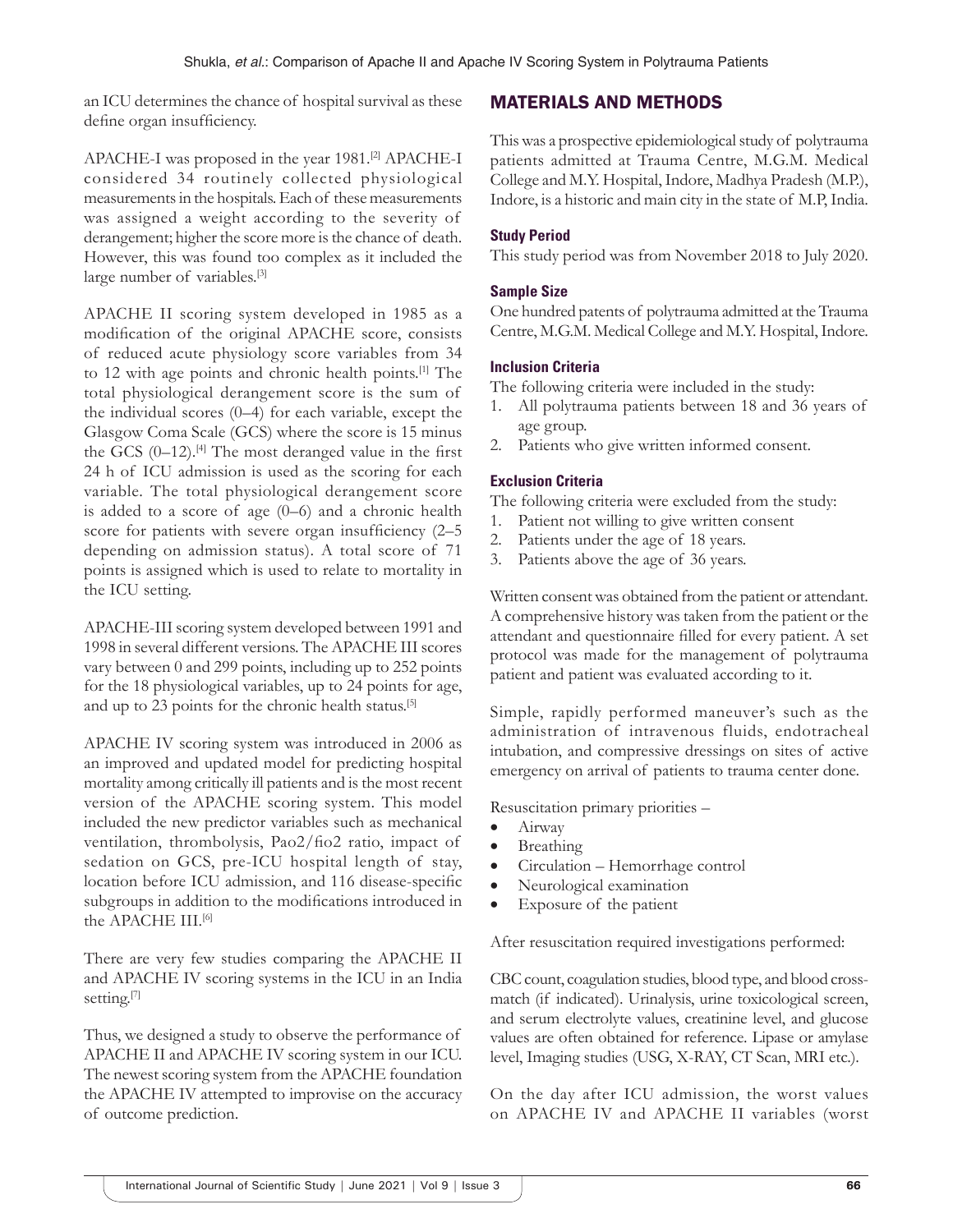an ICU determines the chance of hospital survival as these define organ insufficiency.

APACHE-I was proposed in the year 1981.[2] APACHE-I considered 34 routinely collected physiological measurements in the hospitals. Each of these measurements was assigned a weight according to the severity of derangement; higher the score more is the chance of death. However, this was found too complex as it included the large number of variables.[3]

APACHE II scoring system developed in 1985 as a modification of the original APACHE score, consists of reduced acute physiology score variables from 34 to 12 with age points and chronic health points.[1] The total physiological derangement score is the sum of the individual scores (0–4) for each variable, except the Glasgow Coma Scale (GCS) where the score is 15 minus the GCS (0–12).[4] The most deranged value in the first 24 h of ICU admission is used as the scoring for each variable. The total physiological derangement score is added to a score of age (0–6) and a chronic health score for patients with severe organ insufficiency (2–5 depending on admission status). A total score of 71 points is assigned which is used to relate to mortality in the ICU setting.

APACHE-III scoring system developed between 1991 and 1998 in several different versions. The APACHE III scores vary between 0 and 299 points, including up to 252 points for the 18 physiological variables, up to 24 points for age, and up to 23 points for the chronic health status.[5]

APACHE IV scoring system was introduced in 2006 as an improved and updated model for predicting hospital mortality among critically ill patients and is the most recent version of the APACHE scoring system. This model included the new predictor variables such as mechanical ventilation, thrombolysis, Pao2/fio2 ratio, impact of sedation on GCS, pre-ICU hospital length of stay, location before ICU admission, and 116 disease-specific subgroups in addition to the modifications introduced in the APACHE III.[6]

There are very few studies comparing the APACHE II and APACHE IV scoring systems in the ICU in an India setting.[7]

Thus, we designed a study to observe the performance of APACHE II and APACHE IV scoring system in our ICU. The newest scoring system from the APACHE foundation the APACHE IV attempted to improvise on the accuracy of outcome prediction.

## MATERIALS AND METHODS

This was a prospective epidemiological study of polytrauma patients admitted at Trauma Centre, M.G.M. Medical College and M.Y. Hospital, Indore, Madhya Pradesh (M.P.), Indore, is a historic and main city in the state of M.P, India.

### Study Period

This study period was from November 2018 to July 2020.

### Sample Size

One hundred patents of polytrauma admitted at the Trauma Centre, M.G.M. Medical College and M.Y. Hospital, Indore.

### Inclusion Criteria

The following criteria were included in the study:

1. All polytrauma patients between 18 and 36 years of age group.
2. Patients who give written informed consent.

### Exclusion Criteria

The following criteria were excluded from the study:

1. Patient not willing to give written consent
2. Patients under the age of 18 years.
3. Patients above the age of 36 years.

Written consent was obtained from the patient or attendant. A comprehensive history was taken from the patient or the attendant and questionnaire filled for every patient. A set protocol was made for the management of polytrauma patient and patient was evaluated according to it.

Simple, rapidly performed maneuver's such as the administration of intravenous fluids, endotracheal intubation, and compressive dressings on sites of active emergency on arrival of patients to trauma center done.

Resuscitation primary priorities –

- Airway
- Breathing
- Circulation – Hemorrhage control
- Neurological examination
- Exposure of the patient

After resuscitation required investigations performed:

CBC count, coagulation studies, blood type, and blood cross-match (if indicated). Urinalysis, urine toxicological screen, and serum electrolyte values, creatinine level, and glucose values are often obtained for reference. Lipase or amylase level, Imaging studies (USG, X-RAY, CT Scan, MRI etc.).

On the day after ICU admission, the worst values on APACHE IV and APACHE II variables (worst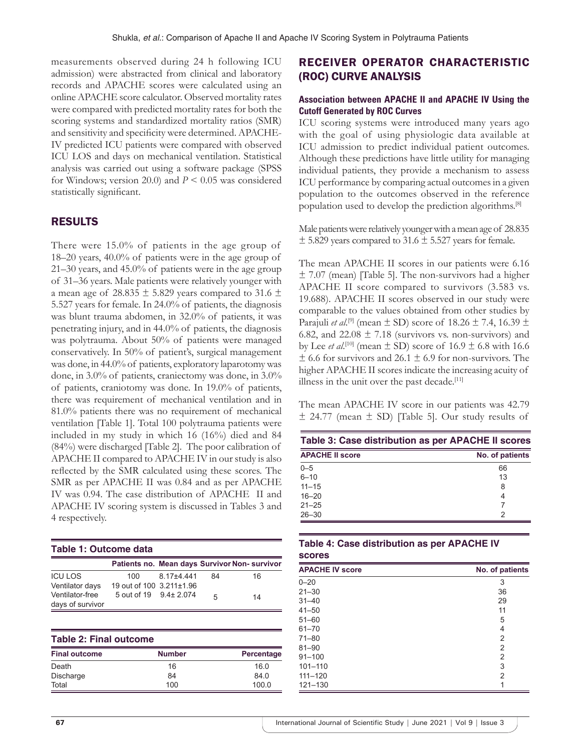measurements observed during 24 h following ICU admission) were abstracted from clinical and laboratory records and APACHE scores were calculated using an online APACHE score calculator. Observed mortality rates were compared with predicted mortality rates for both the scoring systems and standardized mortality ratios (SMR) and sensitivity and specificity were determined. APACHE-IV predicted ICU patients were compared with observed ICU LOS and days on mechanical ventilation. Statistical analysis was carried out using a software package (SPSS for Windows; version 20.0) and $P < 0.05$ was considered statistically significant.

## RESULTS

There were 15.0% of patients in the age group of 18–20 years, 40.0% of patients were in the age group of 21–30 years, and 45.0% of patients were in the age group of 31–36 years. Male patients were relatively younger with a mean age of 28.835 ± 5.829 years compared to 31.6 ± 5.527 years for female. In 24.0% of patients, the diagnosis was blunt trauma abdomen, in 32.0% of patients, it was penetrating injury, and in 44.0% of patients, the diagnosis was polytrauma. About 50% of patients were managed conservatively. In 50% of patient's, surgical management was done, in 44.0% of patients, exploratory laparotomy was done, in 3.0% of patients, craniectomy was done, in 3.0% of patients, craniotomy was done. In 19.0% of patients, there was requirement of mechanical ventilation and in 81.0% patients there was no requirement of mechanical ventilation [Table 1]. Total 100 polytrauma patients were included in my study in which 16 (16%) died and 84 (84%) were discharged [Table 2]. The poor calibration of APACHE II compared to APACHE IV in our study is also reflected by the SMR calculated using these scores. The SMR as per APACHE II was 0.84 and as per APACHE IV was 0.94. The case distribution of APACHE II and APACHE IV scoring system is discussed in Tables 3 and 4 respectively.

**Table 1: Outcome data**

| | Patients no. | Mean days | Survivor | Non- survivor |
|---|---|---|---|---|
| ICU LOS | 100 | 8.17±4.441 | 84 | 16 |
| Ventilator days | 19 out of 100 | 3.211±1.96 | | |
| Ventilator-free days of survivor | 5 out of 19 | 9.4± 2.074 | 5 | 14 |

**Table 2: Final outcome**

| Final outcome | Number | Percentage |
|---|---|---|
| Death | 16 | 16.0 |
| Discharge | 84 | 84.0 |
| Total | 100 | 100.0 |

## RECEIVER OPERATOR CHARACTERISTIC (ROC) CURVE ANALYSIS

### Association between APACHE II and APACHE IV Using the Cutoff Generated by ROC Curves

ICU scoring systems were introduced many years ago with the goal of using physiologic data available at ICU admission to predict individual patient outcomes. Although these predictions have little utility for managing individual patients, they provide a mechanism to assess ICU performance by comparing actual outcomes in a given population to the outcomes observed in the reference population used to develop the prediction algorithms.[8]

Male patients were relatively younger with a mean age of 28.835 ± 5.829 years compared to 31.6 ± 5.527 years for female.

The mean APACHE II scores in our patients were 6.16 ± 7.07 (mean) [Table 5]. The non-survivors had a higher APACHE II score compared to survivors (3.583 vs. 19.688). APACHE II scores observed in our study were comparable to the values obtained from other studies by Parajuli *et al*.[9] (mean ± SD) score of 18.26 ± 7.4, 16.39 ± 6.82, and 22.08 ± 7.18 (survivors vs. non-survivors) and by Lee *et al*.[10] (mean ± SD) score of 16.9 ± 6.8 with 16.6 ± 6.6 for survivors and 26.1 ± 6.9 for non-survivors. The higher APACHE II scores indicate the increasing acuity of illness in the unit over the past decade.[11]

The mean APACHE IV score in our patients was 42.79 ± 24.77 (mean ± SD) [Table 5]. Our study results of

**Table 3: Case distribution as per APACHE II scores**

| APACHE II score | No. of patients |
|---|---|
| 0–5 | 66 |
| 6–10 | 13 |
| 11–15 | 8 |
| 16–20 | 4 |
| 21–25 | 7 |
| 26–30 | 2 |

**Table 4: Case distribution as per APACHE IV scores**

| APACHE IV score | No. of patients |
|---|---|
| 0–20 | 3 |
| 21–30 | 36 |
| 31–40 | 29 |
| 41–50 | 11 |
| 51–60 | 5 |
| 61–70 | 4 |
| 71–80 | 2 |
| 81–90 | 2 |
| 91–100 | 2 |
| 101–110 | 3 |
| 111–120 | 2 |
| 121–130 | 1 |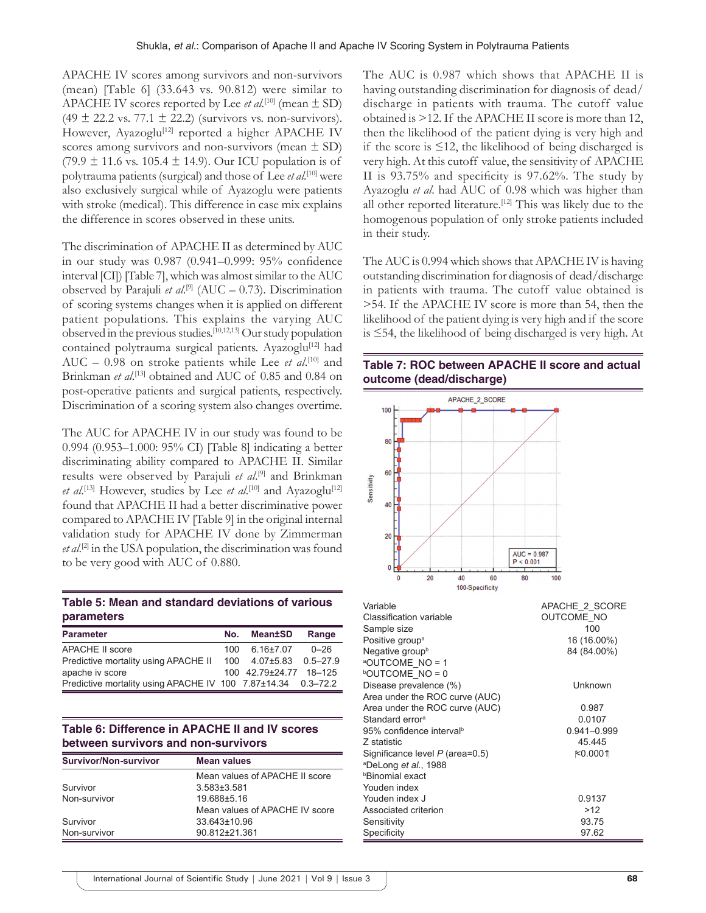APACHE IV scores among survivors and non-survivors (mean) [Table 6] (33.643 vs. 90.812) were similar to APACHE IV scores reported by Lee *et al.*[10] (mean ± SD) (49 ± 22.2 vs. 77.1 ± 22.2) (survivors vs. non-survivors). However, Ayazoglu[12] reported a higher APACHE IV scores among survivors and non-survivors (mean ± SD) (79.9 ± 11.6 vs. 105.4 ± 14.9). Our ICU population is of polytrauma patients (surgical) and those of Lee *et al.*[10] were also exclusively surgical while of Ayazoglu were patients with stroke (medical). This difference in case mix explains the difference in scores observed in these units.

The discrimination of APACHE II as determined by AUC in our study was 0.987 (0.941–0.999: 95% confidence interval [CI]) [Table 7], which was almost similar to the AUC observed by Parajuli *et al.*[9] (AUC – 0.73). Discrimination of scoring systems changes when it is applied on different patient populations. This explains the varying AUC observed in the previous studies.[10,12,13] Our study population contained polytrauma surgical patients. Ayazoglu[12] had AUC – 0.98 on stroke patients while Lee *et al.*[10] and Brinkman *et al.*[13] obtained and AUC of 0.85 and 0.84 on post-operative patients and surgical patients, respectively. Discrimination of a scoring system also changes overtime.

The AUC for APACHE IV in our study was found to be 0.994 (0.953–1.000: 95% CI) [Table 8] indicating a better discriminating ability compared to APACHE II. Similar results were observed by Parajuli *et al.*[9] and Brinkman *et al.*[13] However, studies by Lee *et al.*[10] and Ayazoglu[12] found that APACHE II had a better discriminative power compared to APACHE IV [Table 9] in the original internal validation study for APACHE IV done by Zimmerman *et al.*[2] in the USA population, the discrimination was found to be very good with AUC of 0.880.

**Table 5: Mean and standard deviations of various parameters**

| Parameter | No. | Mean±SD | Range |
|---|---|---|---|
| APACHE II score | 100 | 6.16±7.07 | 0–26 |
| Predictive mortality using APACHE II | 100 | 4.07±5.83 | 0.5–27.9 |
| apache iv score | 100 | 42.79±24.77 | 18–125 |
| Predictive mortality using APACHE IV | 100 | 7.87±14.34 | 0.3–72.2 |

**Table 6: Difference in APACHE II and IV scores between survivors and non-survivors**

| Survivor/Non-survivor | Mean values |
|---|---|
| | Mean values of APACHE II score |
| Survivor | 3.583±3.581 |
| Non-survivor | 19.688±5.16 |
| | Mean values of APACHE IV score |
| Survivor | 33.643±10.96 |
| Non-survivor | 90.812±21.361 |

The AUC is 0.987 which shows that APACHE II is having outstanding discrimination for diagnosis of dead/discharge in patients with trauma. The cutoff value obtained is >12. If the APACHE II score is more than 12, then the likelihood of the patient dying is very high and if the score is ≤12, the likelihood of being discharged is very high. At this cutoff value, the sensitivity of APACHE II is 93.75% and specificity is 97.62%. The study by Ayazoglu *et al.* had AUC of 0.98 which was higher than all other reported literature.[12] This was likely due to the homogenous population of only stroke patients included in their study.

The AUC is 0.994 which shows that APACHE IV is having outstanding discrimination for diagnosis of dead/discharge in patients with trauma. The cutoff value obtained is >54. If the APACHE IV score is more than 54, then the likelihood of the patient dying is very high and if the score is ≤54, the likelihood of being discharged is very high. At

**Table 7: ROC between APACHE II score and actual outcome (dead/discharge)**

| Variable | APACHE_2_SCORE |
|---|---|
| Classification variable | OUTCOME_NO |
| Sample size | 100 |
| Positive group[a] | 16 (16.00%) |
| Negative group[b] | 84 (84.00%) |
| [a]OUTCOME_NO = 1 | |
| [b]OUTCOME_NO = 0 | |
| Disease prevalence (%) | Unknown |
| Area under the ROC curve (AUC) | |
| Area under the ROC curve (AUC) | 0.987 |
| Standard error[a] | 0.0107 |
| 95% confidence interval[b] | 0.941–0.999 |
| Z statistic | 45.445 |
| Significance level *P* (area=0.5) | <0.0001 |
| [a]DeLong *et al.*, 1988 | |
| [b]Binomial exact | |
| Youden index | |
| Youden index J | 0.9137 |
| Associated criterion | >12 |
| Sensitivity | 93.75 |
| Specificity | 97.62 |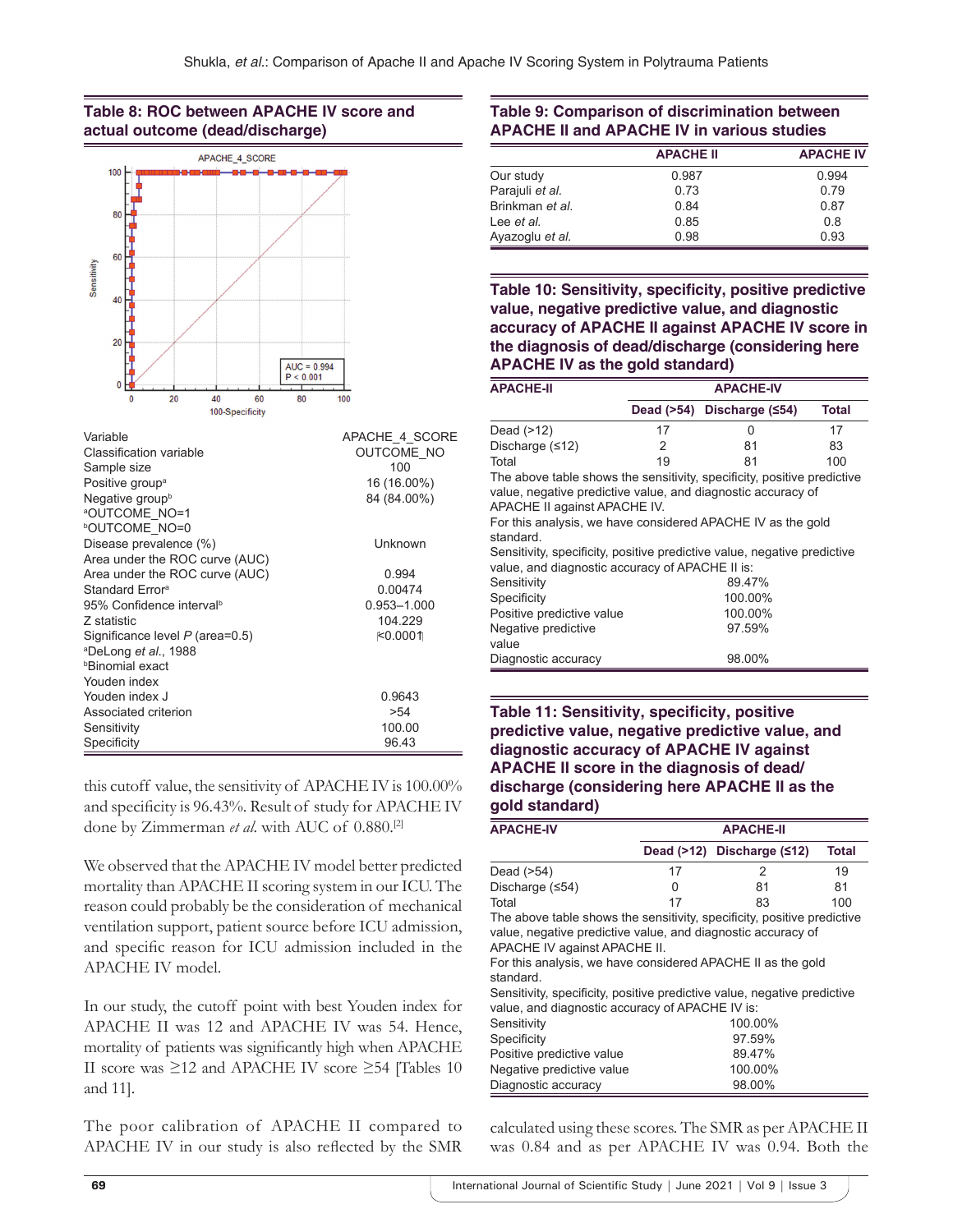### Table 8: ROC between APACHE IV score and actual outcome (dead/discharge)

| Variable | APACHE_4_SCORE |
|---|---|
| Classification variable | OUTCOME_NO |
| Sample size | 100 |
| Positive group[a] | 16 (16.00%) |
| Negative group[b] | 84 (84.00%) |
| [a]OUTCOME_NO=1 | |
| [b]OUTCOME_NO=0 | |
| Disease prevalence (%) | Unknown |
| Area under the ROC curve (AUC) | |
| Area under the ROC curve (AUC) | 0.994 |
| Standard Error[a] | 0.00474 |
| 95% Confidence interval[b] | 0.953–1.000 |
| Z statistic | 104.229 |
| Significance level *P* (area=0.5) | <0.0001 |
| [a]DeLong *et al*., 1988 | |
| [b]Binomial exact | |
| Youden index | |
| Youden index J | 0.9643 |
| Associated criterion | >54 |
| Sensitivity | 100.00 |
| Specificity | 96.43 |

this cutoff value, the sensitivity of APACHE IV is 100.00% and specificity is 96.43%. Result of study for APACHE IV done by Zimmerman *et al.* with AUC of 0.880.[2]

We observed that the APACHE IV model better predicted mortality than APACHE II scoring system in our ICU. The reason could probably be the consideration of mechanical ventilation support, patient source before ICU admission, and specific reason for ICU admission included in the APACHE IV model.

In our study, the cutoff point with best Youden index for APACHE II was 12 and APACHE IV was 54. Hence, mortality of patients was significantly high when APACHE II score was ≥12 and APACHE IV score ≥54 [Tables 10 and 11].

The poor calibration of APACHE II compared to APACHE IV in our study is also reflected by the SMR calculated using these scores. The SMR as per APACHE II was 0.84 and as per APACHE IV was 0.94. Both the

### Table 9: Comparison of discrimination between APACHE II and APACHE IV in various studies

| | APACHE II | APACHE IV |
|---|---|---|
| Our study | 0.987 | 0.994 |
| Parajuli *et al.* | 0.73 | 0.79 |
| Brinkman *et al.* | 0.84 | 0.87 |
| Lee *et al.* | 0.85 | 0.8 |
| Ayazoglu *et al.* | 0.98 | 0.93 |

### Table 10: Sensitivity, specificity, positive predictive value, negative predictive value, and diagnostic accuracy of APACHE II against APACHE IV score in the diagnosis of dead/discharge (considering here APACHE IV as the gold standard)

| APACHE-II | APACHE-IV | | |
|---|---|---|---|
| | Dead (>54) | Discharge (≤54) | Total |
| Dead (>12) | 17 | 0 | 17 |
| Discharge (≤12) | 2 | 81 | 83 |
| Total | 19 | 81 | 100 |

The above table shows the sensitivity, specificity, positive predictive value, negative predictive value, and diagnostic accuracy of APACHE II against APACHE IV.

For this analysis, we have considered APACHE IV as the gold standard.

Sensitivity, specificity, positive predictive value, negative predictive value, and diagnostic accuracy of APACHE II is:

| | |
|---|---|
| Sensitivity | 89.47% |
| Specificity | 100.00% |
| Positive predictive value | 100.00% |
| Negative predictive value | 97.59% |
| Diagnostic accuracy | 98.00% |

### Table 11: Sensitivity, specificity, positive predictive value, negative predictive value, and diagnostic accuracy of APACHE IV against APACHE II score in the diagnosis of dead/discharge (considering here APACHE II as the gold standard)

| APACHE-IV | APACHE-II | | |
|---|---|---|---|
| | Dead (>12) | Discharge (≤12) | Total |
| Dead (>54) | 17 | 2 | 19 |
| Discharge (≤54) | 0 | 81 | 81 |
| Total | 17 | 83 | 100 |

The above table shows the sensitivity, specificity, positive predictive value, negative predictive value, and diagnostic accuracy of APACHE IV against APACHE II.

For this analysis, we have considered APACHE II as the gold standard.

Sensitivity, specificity, positive predictive value, negative predictive value, and diagnostic accuracy of APACHE IV is:

| | |
|---|---|
| Sensitivity | 100.00% |
| Specificity | 97.59% |
| Positive predictive value | 89.47% |
| Negative predictive value | 100.00% |
| Diagnostic accuracy | 98.00% |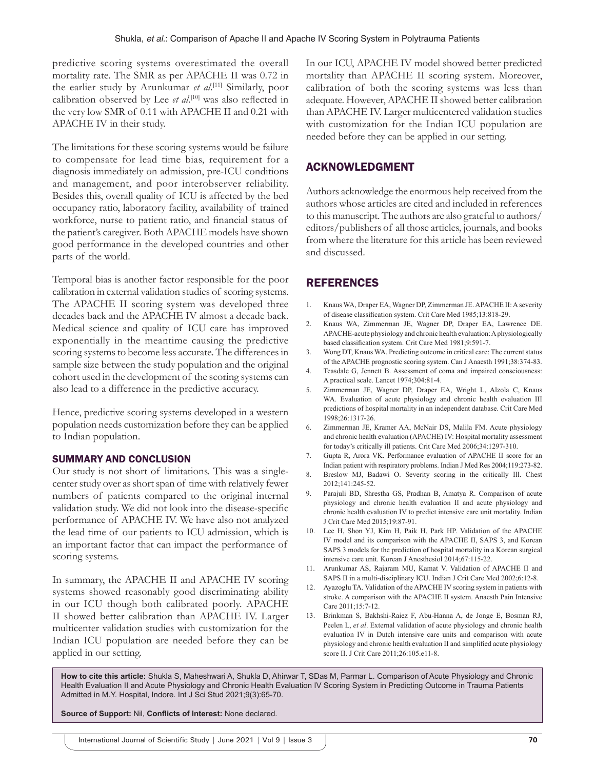predictive scoring systems overestimated the overall mortality rate. The SMR as per APACHE II was 0.72 in the earlier study by Arunkumar *et al*.[11] Similarly, poor calibration observed by Lee *et al*.[10] was also reflected in the very low SMR of 0.11 with APACHE II and 0.21 with APACHE IV in their study.

The limitations for these scoring systems would be failure to compensate for lead time bias, requirement for a diagnosis immediately on admission, pre-ICU conditions and management, and poor interobserver reliability. Besides this, overall quality of ICU is affected by the bed occupancy ratio, laboratory facility, availability of trained workforce, nurse to patient ratio, and financial status of the patient's caregiver. Both APACHE models have shown good performance in the developed countries and other parts of the world.

Temporal bias is another factor responsible for the poor calibration in external validation studies of scoring systems. The APACHE II scoring system was developed three decades back and the APACHE IV almost a decade back. Medical science and quality of ICU care has improved exponentially in the meantime causing the predictive scoring systems to become less accurate. The differences in sample size between the study population and the original cohort used in the development of the scoring systems can also lead to a difference in the predictive accuracy.

Hence, predictive scoring systems developed in a western population needs customization before they can be applied to Indian population.

### SUMMARY AND CONCLUSION

Our study is not short of limitations. This was a single-center study over as short span of time with relatively fewer numbers of patients compared to the original internal validation study. We did not look into the disease-specific performance of APACHE IV. We have also not analyzed the lead time of our patients to ICU admission, which is an important factor that can impact the performance of scoring systems.

In summary, the APACHE II and APACHE IV scoring systems showed reasonably good discriminating ability in our ICU though both calibrated poorly. APACHE II showed better calibration than APACHE IV. Larger multicenter validation studies with customization for the Indian ICU population are needed before they can be applied in our setting.

In our ICU, APACHE IV model showed better predicted mortality than APACHE II scoring system. Moreover, calibration of both the scoring systems was less than adequate. However, APACHE II showed better calibration than APACHE IV. Larger multicentered validation studies with customization for the Indian ICU population are needed before they can be applied in our setting.

## ACKNOWLEDGMENT

Authors acknowledge the enormous help received from the authors whose articles are cited and included in references to this manuscript. The authors are also grateful to authors/editors/publishers of all those articles, journals, and books from where the literature for this article has been reviewed and discussed.

## REFERENCES

1. Knaus WA, Draper EA, Wagner DP, Zimmerman JE. APACHE II: A severity of disease classification system. Crit Care Med 1985;13:818-29.
2. Knaus WA, Zimmerman JE, Wagner DP, Draper EA, Lawrence DE. APACHE-acute physiology and chronic health evaluation: A physiologically based classification system. Crit Care Med 1981;9:591-7.
3. Wong DT, Knaus WA. Predicting outcome in critical care: The current status of the APACHE prognostic scoring system. Can J Anaesth 1991;38:374-83.
4. Teasdale G, Jennett B. Assessment of coma and impaired consciousness: A practical scale. Lancet 1974;304:81-4.
5. Zimmerman JE, Wagner DP, Draper EA, Wright L, Alzola C, Knaus WA. Evaluation of acute physiology and chronic health evaluation III predictions of hospital mortality in an independent database. Crit Care Med 1998;26:1317-26.
6. Zimmerman JE, Kramer AA, McNair DS, Malila FM. Acute physiology and chronic health evaluation (APACHE) IV: Hospital mortality assessment for today's critically ill patients. Crit Care Med 2006;34:1297-310.
7. Gupta R, Arora VK. Performance evaluation of APACHE II score for an Indian patient with respiratory problems. Indian J Med Res 2004;119:273-82.
8. Breslow MJ, Badawi O. Severity scoring in the critically Ill. Chest 2012;141:245-52.
9. Parajuli BD, Shrestha GS, Pradhan B, Amatya R. Comparison of acute physiology and chronic health evaluation II and acute physiology and chronic health evaluation IV to predict intensive care unit mortality. Indian J Crit Care Med 2015;19:87-91.
10. Lee H, Shon YJ, Kim H, Paik H, Park HP. Validation of the APACHE IV model and its comparison with the APACHE II, SAPS 3, and Korean SAPS 3 models for the prediction of hospital mortality in a Korean surgical intensive care unit. Korean J Anesthesiol 2014;67:115-22.
11. Arunkumar AS, Rajaram MU, Kamat V. Validation of APACHE II and SAPS II in a multi-disciplinary ICU. Indian J Crit Care Med 2002;6:12-8.
12. Ayazoglu TA. Validation of the APACHE IV scoring system in patients with stroke. A comparison with the APACHE II system. Anaesth Pain Intensive Care 2011;15:7-12.
13. Brinkman S, Bakhshi-Raiez F, Abu-Hanna A, de Jonge E, Bosman RJ, Peelen L, *et al*. External validation of acute physiology and chronic health evaluation IV in Dutch intensive care units and comparison with acute physiology and chronic health evaluation II and simplified acute physiology score II. J Crit Care 2011;26:105.e11-8.

**How to cite this article:** Shukla S, Maheshwari A, Shukla D, Ahirwar T, SDas M, Parmar L. Comparison of Acute Physiology and Chronic Health Evaluation II and Acute Physiology and Chronic Health Evaluation IV Scoring System in Predicting Outcome in Trauma Patients Admitted in M.Y. Hospital, Indore. Int J Sci Stud 2021;9(3):65-70.

**Source of Support:** Nil, **Conflicts of Interest:** None declared.